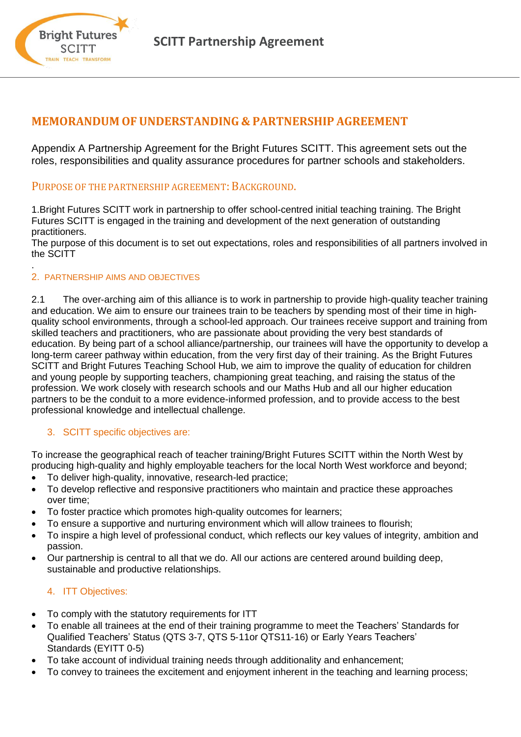# MEMORANDUM OF UNDERSTANDING & PARTNERSHIP AGREEMENT

Appendix A Partnership Agreement for the Bright Futures SCITT. This agreement sets out the roles, responsibilities and quality assurance procedures for partner schools and stakeholders.

## PURPOSE OF THE PARTNERSHIP AGREEMENT: BACKGROUND.

1.Bright Futures SCITT work in partnership to offer school-centred initial teaching training. The Bright Futures SCITT is engaged in the training and development of the next generation of outstanding practitioners.
The purpose of this document is to set out expectations, roles and responsibilities of all partners involved in the SCITT

.

## 2. PARTNERSHIP AIMS AND OBJECTIVES

2.1 The over-arching aim of this alliance is to work in partnership to provide high-quality teacher training and education. We aim to ensure our trainees train to be teachers by spending most of their time in high-quality school environments, through a school-led approach. Our trainees receive support and training from skilled teachers and practitioners, who are passionate about providing the very best standards of education. By being part of a school alliance/partnership, our trainees will have the opportunity to develop a long-term career pathway within education, from the very first day of their training. As the Bright Futures SCITT and Bright Futures Teaching School Hub, we aim to improve the quality of education for children and young people by supporting teachers, championing great teaching, and raising the status of the profession. We work closely with research schools and our Maths Hub and all our higher education partners to be the conduit to a more evidence-informed profession, and to provide access to the best professional knowledge and intellectual challenge.

## 3. SCITT specific objectives are:

To increase the geographical reach of teacher training/Bright Futures SCITT within the North West by producing high-quality and highly employable teachers for the local North West workforce and beyond;

- To deliver high-quality, innovative, research-led practice;
- To develop reflective and responsive practitioners who maintain and practice these approaches over time;
- To foster practice which promotes high-quality outcomes for learners;
- To ensure a supportive and nurturing environment which will allow trainees to flourish;
- To inspire a high level of professional conduct, which reflects our key values of integrity, ambition and passion.
- Our partnership is central to all that we do. All our actions are centered around building deep, sustainable and productive relationships.

## 4. ITT Objectives:

- To comply with the statutory requirements for ITT
- To enable all trainees at the end of their training programme to meet the Teachers' Standards for Qualified Teachers' Status (QTS 3-7, QTS 5-11or QTS11-16) or Early Years Teachers' Standards (EYITT 0-5)
- To take account of individual training needs through additionality and enhancement;
- To convey to trainees the excitement and enjoyment inherent in the teaching and learning process;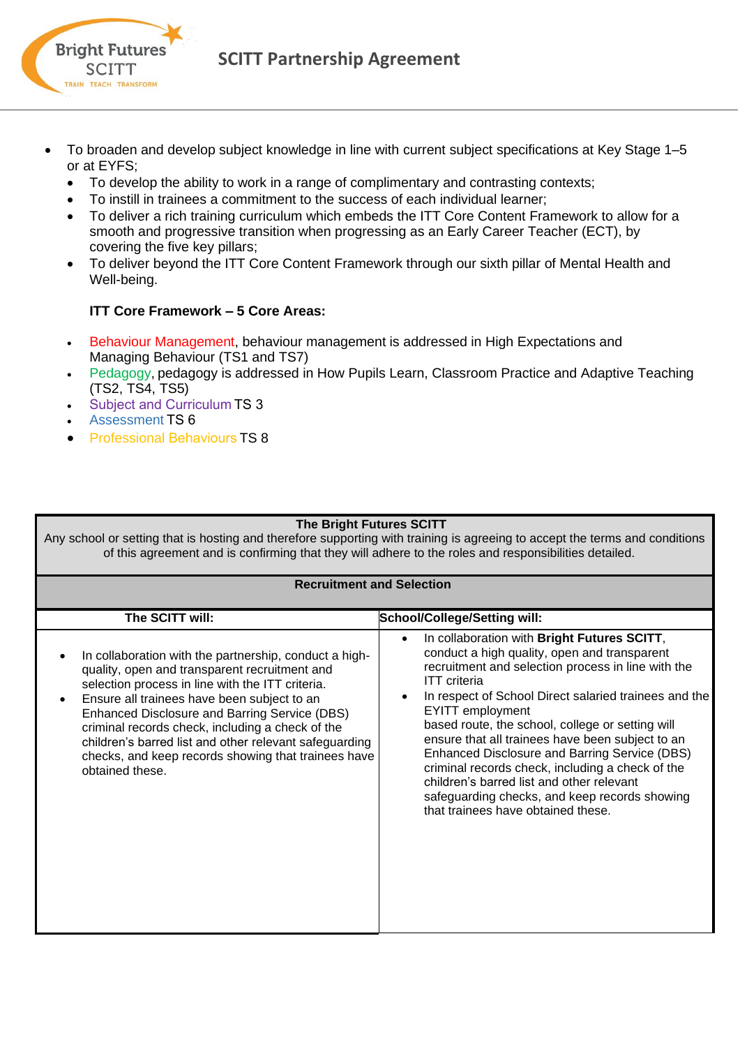- To broaden and develop subject knowledge in line with current subject specifications at Key Stage 1–5 or at EYFS;
  - To develop the ability to work in a range of complimentary and contrasting contexts;
  - To instill in trainees a commitment to the success of each individual learner;
  - To deliver a rich training curriculum which embeds the ITT Core Content Framework to allow for a smooth and progressive transition when progressing as an Early Career Teacher (ECT), by covering the five key pillars;
  - To deliver beyond the ITT Core Content Framework through our sixth pillar of Mental Health and Well-being.

**ITT Core Framework – 5 Core Areas:**

- Behaviour Management, behaviour management is addressed in High Expectations and Managing Behaviour (TS1 and TS7)
- Pedagogy, pedagogy is addressed in How Pupils Learn, Classroom Practice and Adaptive Teaching (TS2, TS4, TS5)
- Subject and Curriculum TS 3
- Assessment TS 6
- Professional Behaviours TS 8

| **The Bright Futures SCITT**<br>Any school or setting that is hosting and therefore supporting with training is agreeing to accept the terms and conditions of this agreement and is confirming that they will adhere to the roles and responsibilities detailed. | |
|---|---|
| **Recruitment and Selection** | |
| **The SCITT will:** | **School/College/Setting will:** |
| • In collaboration with the partnership, conduct a high-quality, open and transparent recruitment and selection process in line with the ITT criteria.<br>• Ensure all trainees have been subject to an Enhanced Disclosure and Barring Service (DBS) criminal records check, including a check of the children's barred list and other relevant safeguarding checks, and keep records showing that trainees have obtained these. | • In collaboration with **Bright Futures SCITT**, conduct a high quality, open and transparent recruitment and selection process in line with the ITT criteria<br>• In respect of School Direct salaried trainees and the EYITT employment based route, the school, college or setting will ensure that all trainees have been subject to an Enhanced Disclosure and Barring Service (DBS) criminal records check, including a check of the children's barred list and other relevant safeguarding checks, and keep records showing that trainees have obtained these. |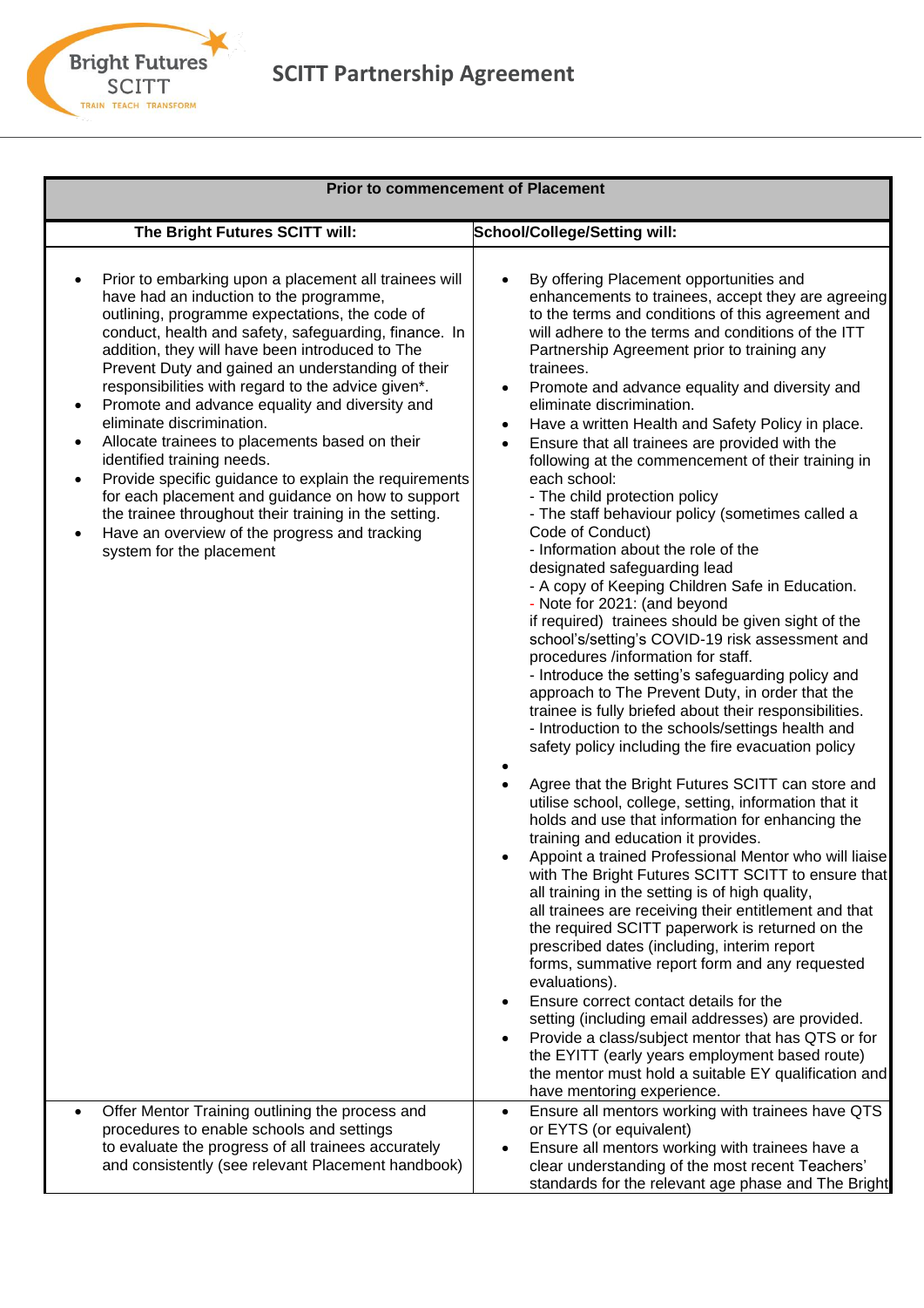## SCITT Partnership Agreement

| Prior to commencement of Placement | |
|---|---|
| **The Bright Futures SCITT will:** | **School/College/Setting will:** |
| • Prior to embarking upon a placement all trainees will have had an induction to the programme, outlining, programme expectations, the code of conduct, health and safety, safeguarding, finance. In addition, they will have been introduced to The Prevent Duty and gained an understanding of their responsibilities with regard to the advice given*.<br>• Promote and advance equality and diversity and eliminate discrimination.<br>• Allocate trainees to placements based on their identified training needs.<br>• Provide specific guidance to explain the requirements for each placement and guidance on how to support the trainee throughout their training in the setting.<br>• Have an overview of the progress and tracking system for the placement | • By offering Placement opportunities and enhancements to trainees, accept they are agreeing to the terms and conditions of this agreement and will adhere to the terms and conditions of the ITT Partnership Agreement prior to training any trainees.<br>• Promote and advance equality and diversity and eliminate discrimination.<br>• Have a written Health and Safety Policy in place.<br>• Ensure that all trainees are provided with the following at the commencement of their training in each school:<br>- The child protection policy<br>- The staff behaviour policy (sometimes called a Code of Conduct)<br>- Information about the role of the designated safeguarding lead<br>- A copy of Keeping Children Safe in Education.<br>- Note for 2021: (and beyond if required) trainees should be given sight of the school's/setting's COVID-19 risk assessment and procedures /information for staff.<br>- Introduce the setting's safeguarding policy and approach to The Prevent Duty, in order that the trainee is fully briefed about their responsibilities.<br>- Introduction to the schools/settings health and safety policy including the fire evacuation policy<br>•<br>• Agree that the Bright Futures SCITT can store and utilise school, college, setting, information that it holds and use that information for enhancing the training and education it provides.<br>• Appoint a trained Professional Mentor who will liaise with The Bright Futures SCITT SCITT to ensure that all training in the setting is of high quality, all trainees are receiving their entitlement and that the required SCITT paperwork is returned on the prescribed dates (including, interim report forms, summative report form and any requested evaluations).<br>• Ensure correct contact details for the setting (including email addresses) are provided.<br>• Provide a class/subject mentor that has QTS or for the EYITT (early years employment based route) the mentor must hold a suitable EY qualification and have mentoring experience. |
| • Offer Mentor Training outlining the process and procedures to enable schools and settings to evaluate the progress of all trainees accurately and consistently (see relevant Placement handbook) | • Ensure all mentors working with trainees have QTS or EYTS (or equivalent)<br>• Ensure all mentors working with trainees have a clear understanding of the most recent Teachers' standards for the relevant age phase and The Bright |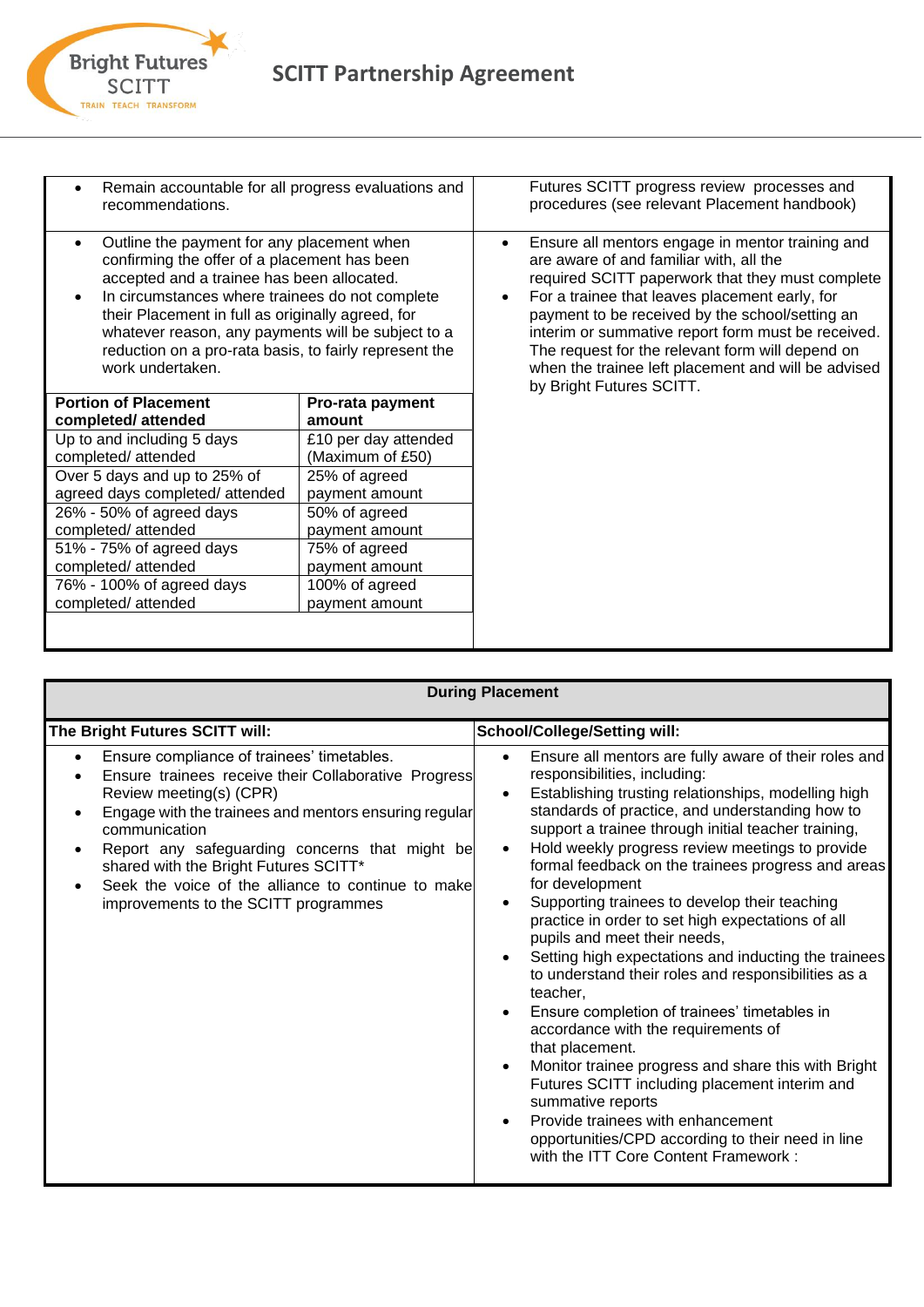| | |
|---|---|
| • Remain accountable for all progress evaluations and recommendations. | Futures SCITT progress review processes and procedures (see relevant Placement handbook) |
| • Outline the payment for any placement when confirming the offer of a placement has been accepted and a trainee has been allocated.<br>• In circumstances where trainees do not complete their Placement in full as originally agreed, for whatever reason, any payments will be subject to a reduction on a pro-rata basis, to fairly represent the work undertaken. | • Ensure all mentors engage in mentor training and are aware of and familiar with, all the required SCITT paperwork that they must complete<br>• For a trainee that leaves placement early, for payment to be received by the school/setting an interim or summative report form must be received. The request for the relevant form will depend on when the trainee left placement and will be advised by Bright Futures SCITT. |

| Portion of Placement completed/ attended | Pro-rata payment amount |
|---|---|
| Up to and including 5 days completed/ attended | £10 per day attended (Maximum of £50) |
| Over 5 days and up to 25% of agreed days completed/ attended | 25% of agreed payment amount |
| 26% - 50% of agreed days completed/ attended | 50% of agreed payment amount |
| 51% - 75% of agreed days completed/ attended | 75% of agreed payment amount |
| 76% - 100% of agreed days completed/ attended | 100% of agreed payment amount |

**During Placement**

| The Bright Futures SCITT will: | School/College/Setting will: |
|---|---|
| • Ensure compliance of trainees' timetables.<br>• Ensure trainees receive their Collaborative Progress Review meeting(s) (CPR)<br>• Engage with the trainees and mentors ensuring regular communication<br>• Report any safeguarding concerns that might be shared with the Bright Futures SCITT*<br>• Seek the voice of the alliance to continue to make improvements to the SCITT programmes | • Ensure all mentors are fully aware of their roles and responsibilities, including:<br>• Establishing trusting relationships, modelling high standards of practice, and understanding how to support a trainee through initial teacher training,<br>• Hold weekly progress review meetings to provide formal feedback on the trainees progress and areas for development<br>• Supporting trainees to develop their teaching practice in order to set high expectations of all pupils and meet their needs,<br>• Setting high expectations and inducting the trainees to understand their roles and responsibilities as a teacher,<br>• Ensure completion of trainees' timetables in accordance with the requirements of that placement.<br>• Monitor trainee progress and share this with Bright Futures SCITT including placement interim and summative reports<br>• Provide trainees with enhancement opportunities/CPD according to their need in line with the ITT Core Content Framework : |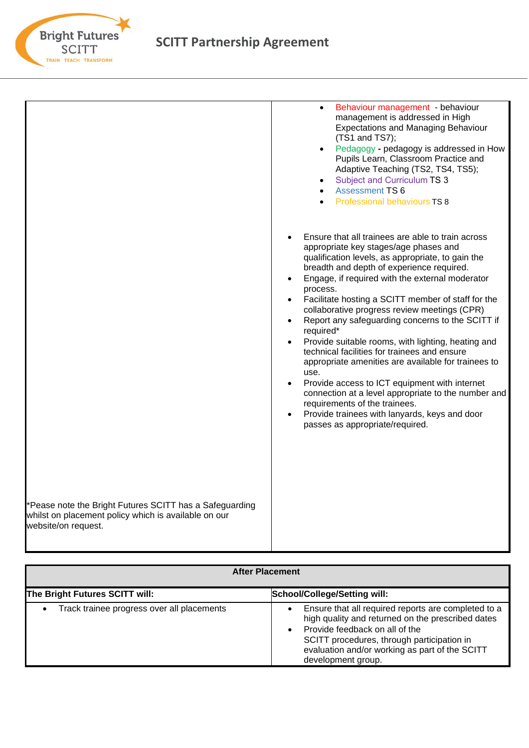| | |
|---|---|
| *Pease note the Bright Futures SCITT has a Safeguarding whilst on placement policy which is available on our website/on request. | • Behaviour management - behaviour management is addressed in High Expectations and Managing Behaviour (TS1 and TS7);<br>• Pedagogy - pedagogy is addressed in How Pupils Learn, Classroom Practice and Adaptive Teaching (TS2, TS4, TS5);<br>• Subject and Curriculum TS 3<br>• Assessment TS 6<br>• Professional behaviours TS 8<br><br>• Ensure that all trainees are able to train across appropriate key stages/age phases and qualification levels, as appropriate, to gain the breadth and depth of experience required.<br>• Engage, if required with the external moderator process.<br>• Facilitate hosting a SCITT member of staff for the collaborative progress review meetings (CPR)<br>• Report any safeguarding concerns to the SCITT if required*<br>• Provide suitable rooms, with lighting, heating and technical facilities for trainees and ensure appropriate amenities are available for trainees to use.<br>• Provide access to ICT equipment with internet connection at a level appropriate to the number and requirements of the trainees.<br>• Provide trainees with lanyards, keys and door passes as appropriate/required. |

| After Placement | |
|---|---|
| **The Bright Futures SCITT will:** | **School/College/Setting will:** |
| • Track trainee progress over all placements | • Ensure that all required reports are completed to a high quality and returned on the prescribed dates<br>• Provide feedback on all of the SCITT procedures, through participation in evaluation and/or working as part of the SCITT development group. |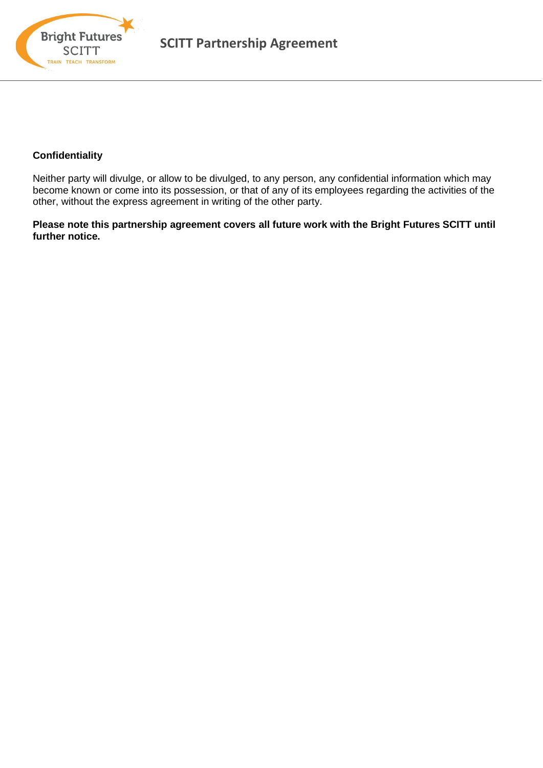**Confidentiality**

Neither party will divulge, or allow to be divulged, to any person, any confidential information which may become known or come into its possession, or that of any of its employees regarding the activities of the other, without the express agreement in writing of the other party.

**Please note this partnership agreement covers all future work with the Bright Futures SCITT until further notice.**